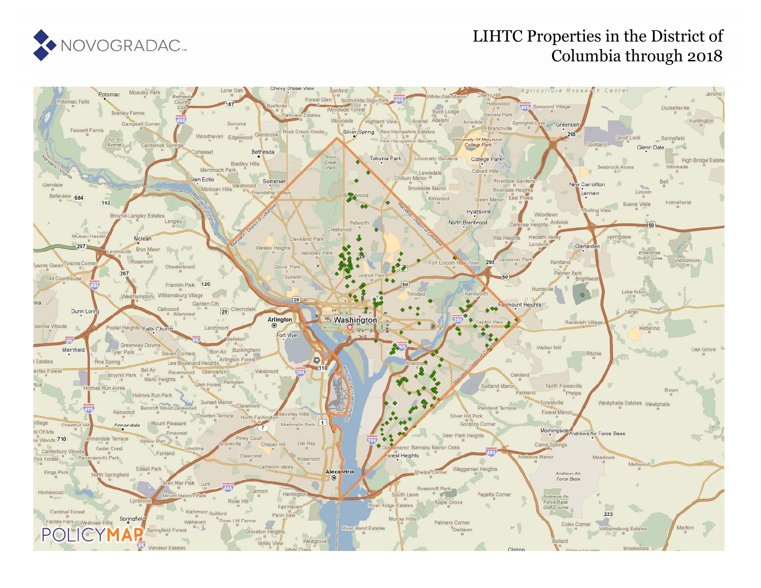NOVOGRADAC

# LIHTC Properties in the District of Columbia through 2018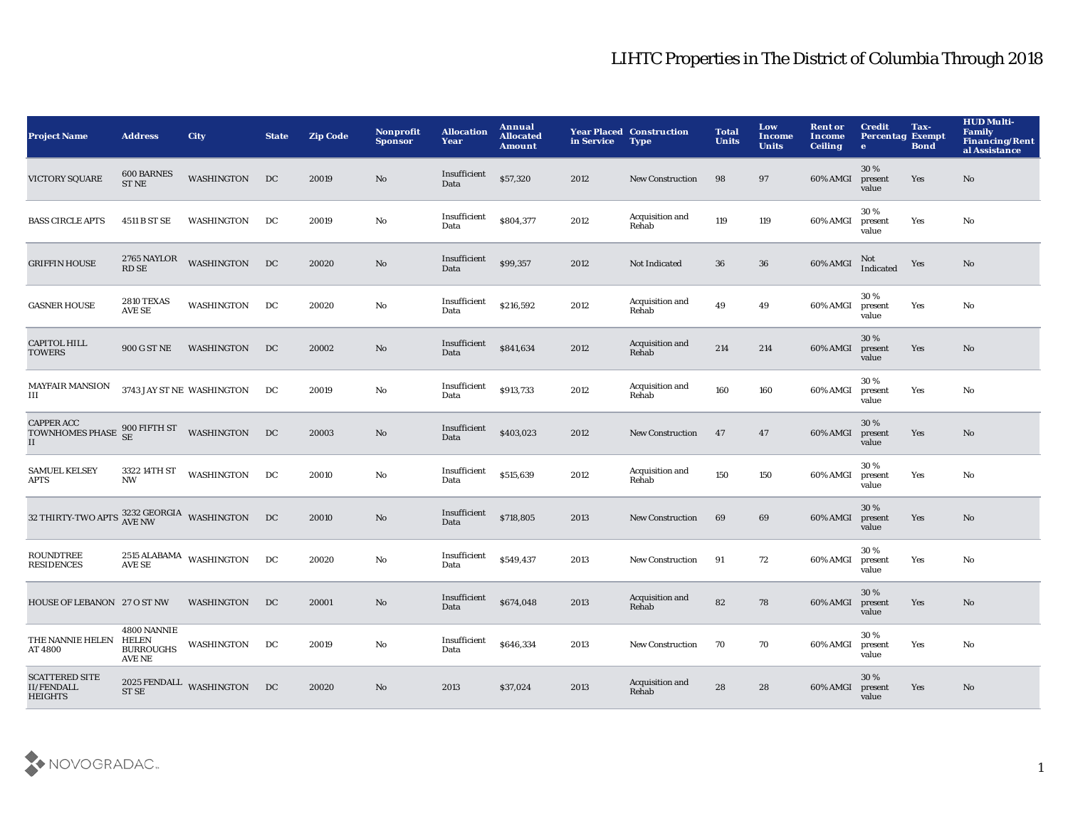# LIHTC Properties in The District of Columbia Through 2018

| Project Name | Address | City | State | Zip Code | Nonprofit Sponsor | Allocation Year | Annual Allocated Amount | Year Placed in Service | Construction Type | Total Units | Low Income Units | Rent or Income Ceiling | Credit Percentage | Tax-Exempt Bond | HUD Multi-Family Financing/Rental Assistance |
|---|---|---|---|---|---|---|---|---|---|---|---|---|---|---|---|
| VICTORY SQUARE | 600 BARNES ST NE | WASHINGTON | DC | 20019 | No | Insufficient Data | $57,320 | 2012 | New Construction | 98 | 97 | 60% AMGI | 30 % present value | Yes | No |
| BASS CIRCLE APTS | 4511 B ST SE | WASHINGTON | DC | 20019 | No | Insufficient Data | $804,377 | 2012 | Acquisition and Rehab | 119 | 119 | 60% AMGI | 30 % present value | Yes | No |
| GRIFFIN HOUSE | 2765 NAYLOR RD SE | WASHINGTON | DC | 20020 | No | Insufficient Data | $99,357 | 2012 | Not Indicated | 36 | 36 | 60% AMGI | Not Indicated | Yes | No |
| GASNER HOUSE | 2810 TEXAS AVE SE | WASHINGTON | DC | 20020 | No | Insufficient Data | $216,592 | 2012 | Acquisition and Rehab | 49 | 49 | 60% AMGI | 30 % present value | Yes | No |
| CAPITOL HILL TOWERS | 900 G ST NE | WASHINGTON | DC | 20002 | No | Insufficient Data | $841,634 | 2012 | Acquisition and Rehab | 214 | 214 | 60% AMGI | 30 % present value | Yes | No |
| MAYFAIR MANSION III | 3743 JAY ST NE | WASHINGTON | DC | 20019 | No | Insufficient Data | $913,733 | 2012 | Acquisition and Rehab | 160 | 160 | 60% AMGI | 30 % present value | Yes | No |
| CAPPER ACC TOWNHOMES PHASE II | 900 FIFTH ST SE | WASHINGTON | DC | 20003 | No | Insufficient Data | $403,023 | 2012 | New Construction | 47 | 47 | 60% AMGI | 30 % present value | Yes | No |
| SAMUEL KELSEY APTS | 3322 14TH ST NW | WASHINGTON | DC | 20010 | No | Insufficient Data | $515,639 | 2012 | Acquisition and Rehab | 150 | 150 | 60% AMGI | 30 % present value | Yes | No |
| 32 THIRTY-TWO APTS | 3232 GEORGIA AVE NW | WASHINGTON | DC | 20010 | No | Insufficient Data | $718,805 | 2013 | New Construction | 69 | 69 | 60% AMGI | 30 % present value | Yes | No |
| ROUNDTREE RESIDENCES | 2515 ALABAMA AVE SE | WASHINGTON | DC | 20020 | No | Insufficient Data | $549,437 | 2013 | New Construction | 91 | 72 | 60% AMGI | 30 % present value | Yes | No |
| HOUSE OF LEBANON | 27 O ST NW | WASHINGTON | DC | 20001 | No | Insufficient Data | $674,048 | 2013 | Acquisition and Rehab | 82 | 78 | 60% AMGI | 30 % present value | Yes | No |
| THE NANNIE HELEN AT 4800 | 4800 NANNIE HELEN BURROUGHS AVE NE | WASHINGTON | DC | 20019 | No | Insufficient Data | $646,334 | 2013 | New Construction | 70 | 70 | 60% AMGI | 30 % present value | Yes | No |
| SCATTERED SITE II/FENDALL HEIGHTS | 2025 FENDALL ST SE | WASHINGTON | DC | 20020 | No | 2013 | $37,024 | 2013 | Acquisition and Rehab | 28 | 28 | 60% AMGI | 30 % present value | Yes | No |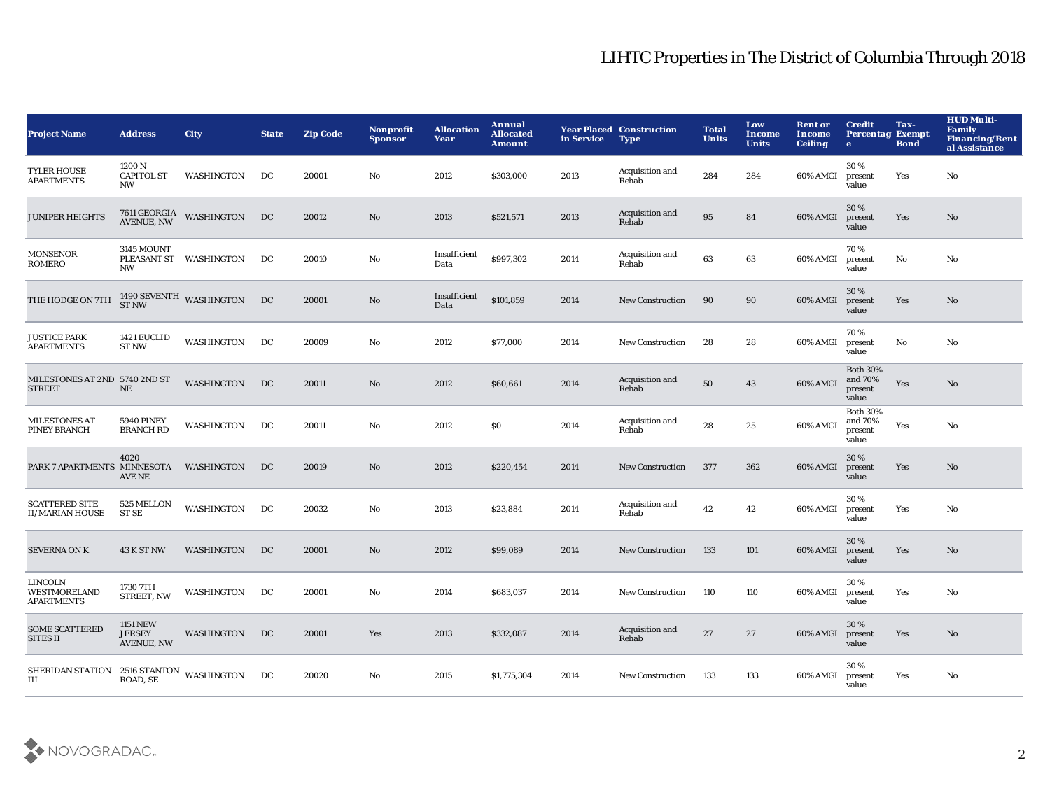# LIHTC Properties in The District of Columbia Through 2018

| Project Name | Address | City | State | Zip Code | Nonprofit Sponsor | Allocation Year | Annual Allocated Amount | Year Placed in Service | Construction Type | Total Units | Low Income Units | Rent or Income Ceiling | Credit Percentage | Tax-Exempt Bond | HUD Multi-Family Financing/Rental Assistance |
|---|---|---|---|---|---|---|---|---|---|---|---|---|---|---|---|
| TYLER HOUSE APARTMENTS | 1200 N CAPITOL ST NW | WASHINGTON | DC | 20001 | No | 2012 | $303,000 | 2013 | Acquisition and Rehab | 284 | 284 | 60% AMGI | 30 % present value | Yes | No |
| JUNIPER HEIGHTS | 7611 GEORGIA AVENUE, NW | WASHINGTON | DC | 20012 | No | 2013 | $521,571 | 2013 | Acquisition and Rehab | 95 | 84 | 60% AMGI | 30 % present value | Yes | No |
| MONSENOR ROMERO | 3145 MOUNT PLEASANT ST NW | WASHINGTON | DC | 20010 | No | Insufficient Data | $997,302 | 2014 | Acquisition and Rehab | 63 | 63 | 60% AMGI | 70 % present value | No | No |
| THE HODGE ON 7TH | 1490 SEVENTH ST NW | WASHINGTON | DC | 20001 | No | Insufficient Data | $101,859 | 2014 | New Construction | 90 | 90 | 60% AMGI | 30 % present value | Yes | No |
| JUSTICE PARK APARTMENTS | 1421 EUCLID ST NW | WASHINGTON | DC | 20009 | No | 2012 | $77,000 | 2014 | New Construction | 28 | 28 | 60% AMGI | 70 % present value | No | No |
| MILESTONES AT 2ND STREET | 5740 2ND ST NE | WASHINGTON | DC | 20011 | No | 2012 | $60,661 | 2014 | Acquisition and Rehab | 50 | 43 | 60% AMGI | Both 30% and 70% present value | Yes | No |
| MILESTONES AT PINEY BRANCH | 5940 PINEY BRANCH RD | WASHINGTON | DC | 20011 | No | 2012 | $0 | 2014 | Acquisition and Rehab | 28 | 25 | 60% AMGI | Both 30% and 70% present value | Yes | No |
| PARK 7 APARTMENTS | 4020 MINNESOTA AVE NE | WASHINGTON | DC | 20019 | No | 2012 | $220,454 | 2014 | New Construction | 377 | 362 | 60% AMGI | 30 % present value | Yes | No |
| SCATTERED SITE II/MARIAN HOUSE | 525 MELLON ST SE | WASHINGTON | DC | 20032 | No | 2013 | $23,884 | 2014 | Acquisition and Rehab | 42 | 42 | 60% AMGI | 30 % present value | Yes | No |
| SEVERNA ON K | 43 K ST NW | WASHINGTON | DC | 20001 | No | 2012 | $99,089 | 2014 | New Construction | 133 | 101 | 60% AMGI | 30 % present value | Yes | No |
| LINCOLN WESTMORELAND APARTMENTS | 1730 7TH STREET, NW | WASHINGTON | DC | 20001 | No | 2014 | $683,037 | 2014 | New Construction | 110 | 110 | 60% AMGI | 30 % present value | Yes | No |
| SOME SCATTERED SITES II | 1151 NEW JERSEY AVENUE, NW | WASHINGTON | DC | 20001 | Yes | 2013 | $332,087 | 2014 | Acquisition and Rehab | 27 | 27 | 60% AMGI | 30 % present value | Yes | No |
| SHERIDAN STATION III | 2516 STANTON ROAD, SE | WASHINGTON | DC | 20020 | No | 2015 | $1,775,304 | 2014 | New Construction | 133 | 133 | 60% AMGI | 30 % present value | Yes | No |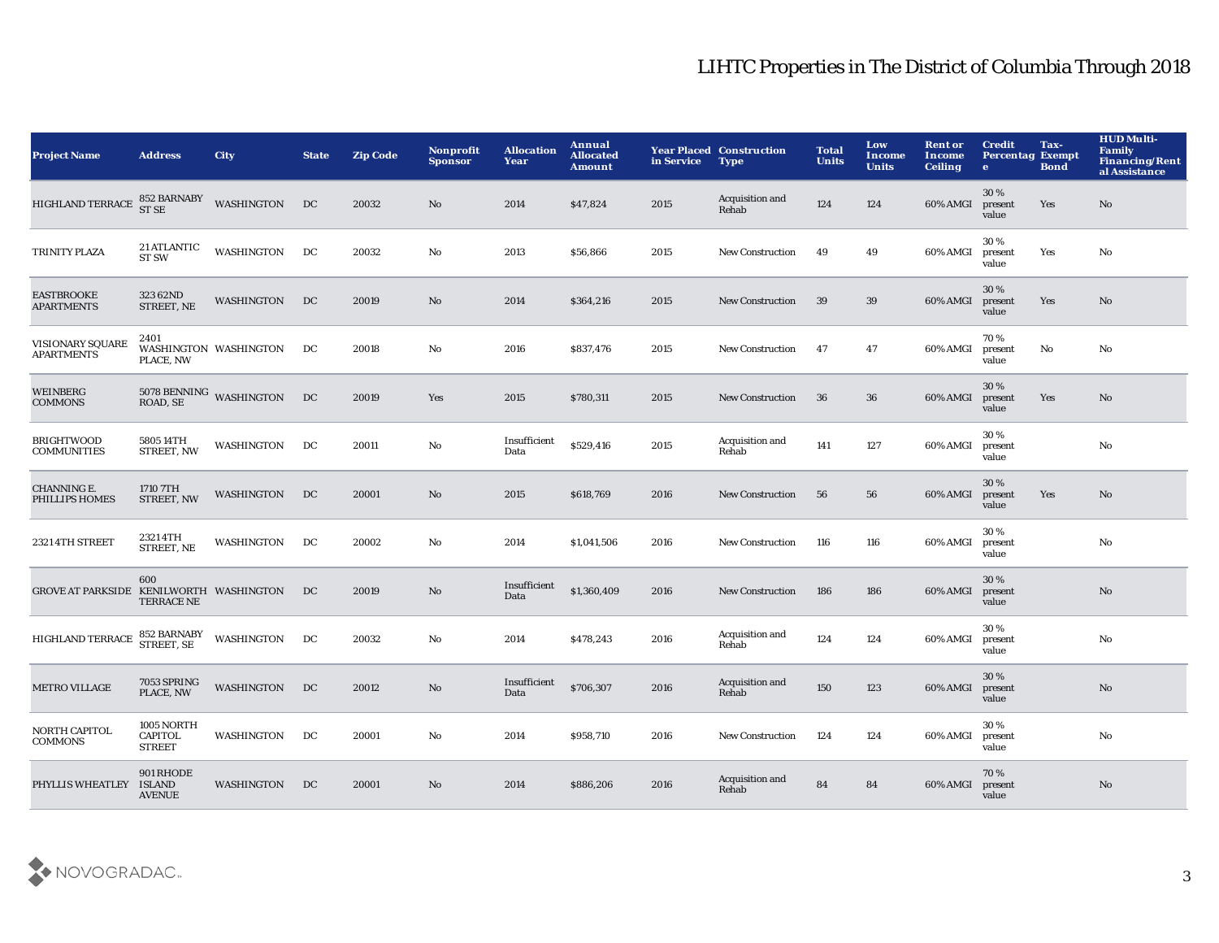# LIHTC Properties in The District of Columbia Through 2018

| Project Name | Address | City | State | Zip Code | Nonprofit Sponsor | Allocation Year | Annual Allocated Amount | Year Placed in Service | Construction Type | Total Units | Low Income Units | Rent or Income Ceiling | Credit Percentage | Tax-Exempt Bond | HUD Multi-Family Financing/Rental Assistance |
|---|---|---|---|---|---|---|---|---|---|---|---|---|---|---|---|
| HIGHLAND TERRACE | 852 BARNABY ST SE | WASHINGTON | DC | 20032 | No | 2014 | $47,824 | 2015 | Acquisition and Rehab | 124 | 124 | 60% AMGI | 30 % present value | Yes | No |
| TRINITY PLAZA | 21 ATLANTIC ST SW | WASHINGTON | DC | 20032 | No | 2013 | $56,866 | 2015 | New Construction | 49 | 49 | 60% AMGI | 30 % present value | Yes | No |
| EASTBROOKE APARTMENTS | 323 62ND STREET, NE | WASHINGTON | DC | 20019 | No | 2014 | $364,216 | 2015 | New Construction | 39 | 39 | 60% AMGI | 30 % present value | Yes | No |
| VISIONARY SQUARE APARTMENTS | 2401 WASHINGTON PLACE, NW | WASHINGTON | DC | 20018 | No | 2016 | $837,476 | 2015 | New Construction | 47 | 47 | 60% AMGI | 70 % present value | No | No |
| WEINBERG COMMONS | 5078 BENNING ROAD, SE | WASHINGTON | DC | 20019 | Yes | 2015 | $780,311 | 2015 | New Construction | 36 | 36 | 60% AMGI | 30 % present value | Yes | No |
| BRIGHTWOOD COMMUNITIES | 5805 14TH STREET, NW | WASHINGTON | DC | 20011 | No | Insufficient Data | $529,416 | 2015 | Acquisition and Rehab | 141 | 127 | 60% AMGI | 30 % present value | | No |
| CHANNING E. PHILLIPS HOMES | 1710 7TH STREET, NW | WASHINGTON | DC | 20001 | No | 2015 | $618,769 | 2016 | New Construction | 56 | 56 | 60% AMGI | 30 % present value | Yes | No |
| 2321 4TH STREET | 2321 4TH STREET, NE | WASHINGTON | DC | 20002 | No | 2014 | $1,041,506 | 2016 | New Construction | 116 | 116 | 60% AMGI | 30 % present value | | No |
| GROVE AT PARKSIDE | 600 KENILWORTH TERRACE NE | WASHINGTON | DC | 20019 | No | Insufficient Data | $1,360,409 | 2016 | New Construction | 186 | 186 | 60% AMGI | 30 % present value | | No |
| HIGHLAND TERRACE | 852 BARNABY STREET, SE | WASHINGTON | DC | 20032 | No | 2014 | $478,243 | 2016 | Acquisition and Rehab | 124 | 124 | 60% AMGI | 30 % present value | | No |
| METRO VILLAGE | 7053 SPRING PLACE, NW | WASHINGTON | DC | 20012 | No | Insufficient Data | $706,307 | 2016 | Acquisition and Rehab | 150 | 123 | 60% AMGI | 30 % present value | | No |
| NORTH CAPITOL COMMONS | 1005 NORTH CAPITOL STREET | WASHINGTON | DC | 20001 | No | 2014 | $958,710 | 2016 | New Construction | 124 | 124 | 60% AMGI | 30 % present value | | No |
| PHYLLIS WHEATLEY | 901 RHODE ISLAND AVENUE | WASHINGTON | DC | 20001 | No | 2014 | $886,206 | 2016 | Acquisition and Rehab | 84 | 84 | 60% AMGI | 70 % present value | | No |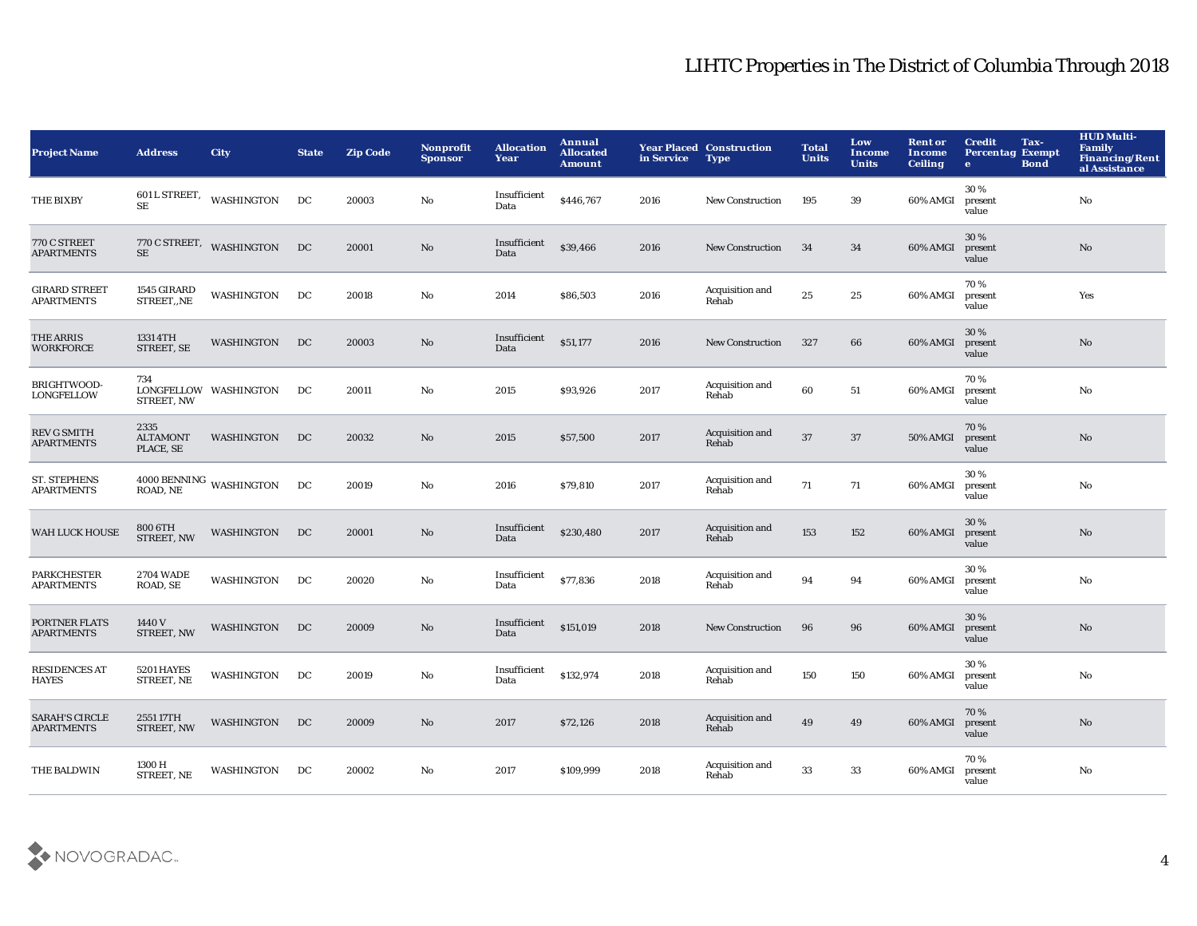| Project Name | Address | City | State | Zip Code | Nonprofit Sponsor | Allocation Year | Annual Allocated Amount | Year Placed in Service | Construction Type | Total Units | Low Income Units | Rent or Income Ceiling | Credit Percentage | Tax-Exempt Bond | HUD Multi-Family Financing/Rental Assistance |
|---|---|---|---|---|---|---|---|---|---|---|---|---|---|---|---|
| THE BIXBY | 601 L STREET, SE | WASHINGTON | DC | 20003 | No | Insufficient Data | $446,767 | 2016 | New Construction | 195 | 39 | 60% AMGI | 30 % present value | | No |
| 770 C STREET APARTMENTS | 770 C STREET, SE | WASHINGTON | DC | 20001 | No | Insufficient Data | $39,466 | 2016 | New Construction | 34 | 34 | 60% AMGI | 30 % present value | | No |
| GIRARD STREET APARTMENTS | 1545 GIRARD STREET,,NE | WASHINGTON | DC | 20018 | No | 2014 | $86,503 | 2016 | Acquisition and Rehab | 25 | 25 | 60% AMGI | 70 % present value | | Yes |
| THE ARRIS WORKFORCE | 1331 4TH STREET, SE | WASHINGTON | DC | 20003 | No | Insufficient Data | $51,177 | 2016 | New Construction | 327 | 66 | 60% AMGI | 30 % present value | | No |
| BRIGHTWOOD-LONGFELLOW | 734 LONGFELLOW STREET, NW | WASHINGTON | DC | 20011 | No | 2015 | $93,926 | 2017 | Acquisition and Rehab | 60 | 51 | 60% AMGI | 70 % present value | | No |
| REV G SMITH APARTMENTS | 2335 ALTAMONT PLACE, SE | WASHINGTON | DC | 20032 | No | 2015 | $57,500 | 2017 | Acquisition and Rehab | 37 | 37 | 50% AMGI | 70 % present value | | No |
| ST. STEPHENS APARTMENTS | 4000 BENNING ROAD, NE | WASHINGTON | DC | 20019 | No | 2016 | $79,810 | 2017 | Acquisition and Rehab | 71 | 71 | 60% AMGI | 30 % present value | | No |
| WAH LUCK HOUSE | 800 6TH STREET, NW | WASHINGTON | DC | 20001 | No | Insufficient Data | $230,480 | 2017 | Acquisition and Rehab | 153 | 152 | 60% AMGI | 30 % present value | | No |
| PARKCHESTER APARTMENTS | 2704 WADE ROAD, SE | WASHINGTON | DC | 20020 | No | Insufficient Data | $77,836 | 2018 | Acquisition and Rehab | 94 | 94 | 60% AMGI | 30 % present value | | No |
| PORTNER FLATS APARTMENTS | 1440 V STREET, NW | WASHINGTON | DC | 20009 | No | Insufficient Data | $151,019 | 2018 | New Construction | 96 | 96 | 60% AMGI | 30 % present value | | No |
| RESIDENCES AT HAYES | 5201 HAYES STREET, NE | WASHINGTON | DC | 20019 | No | Insufficient Data | $132,974 | 2018 | Acquisition and Rehab | 150 | 150 | 60% AMGI | 30 % present value | | No |
| SARAH'S CIRCLE APARTMENTS | 2551 17TH STREET, NW | WASHINGTON | DC | 20009 | No | 2017 | $72,126 | 2018 | Acquisition and Rehab | 49 | 49 | 60% AMGI | 70 % present value | | No |
| THE BALDWIN | 1300 H STREET, NE | WASHINGTON | DC | 20002 | No | 2017 | $109,999 | 2018 | Acquisition and Rehab | 33 | 33 | 60% AMGI | 70 % present value | | No |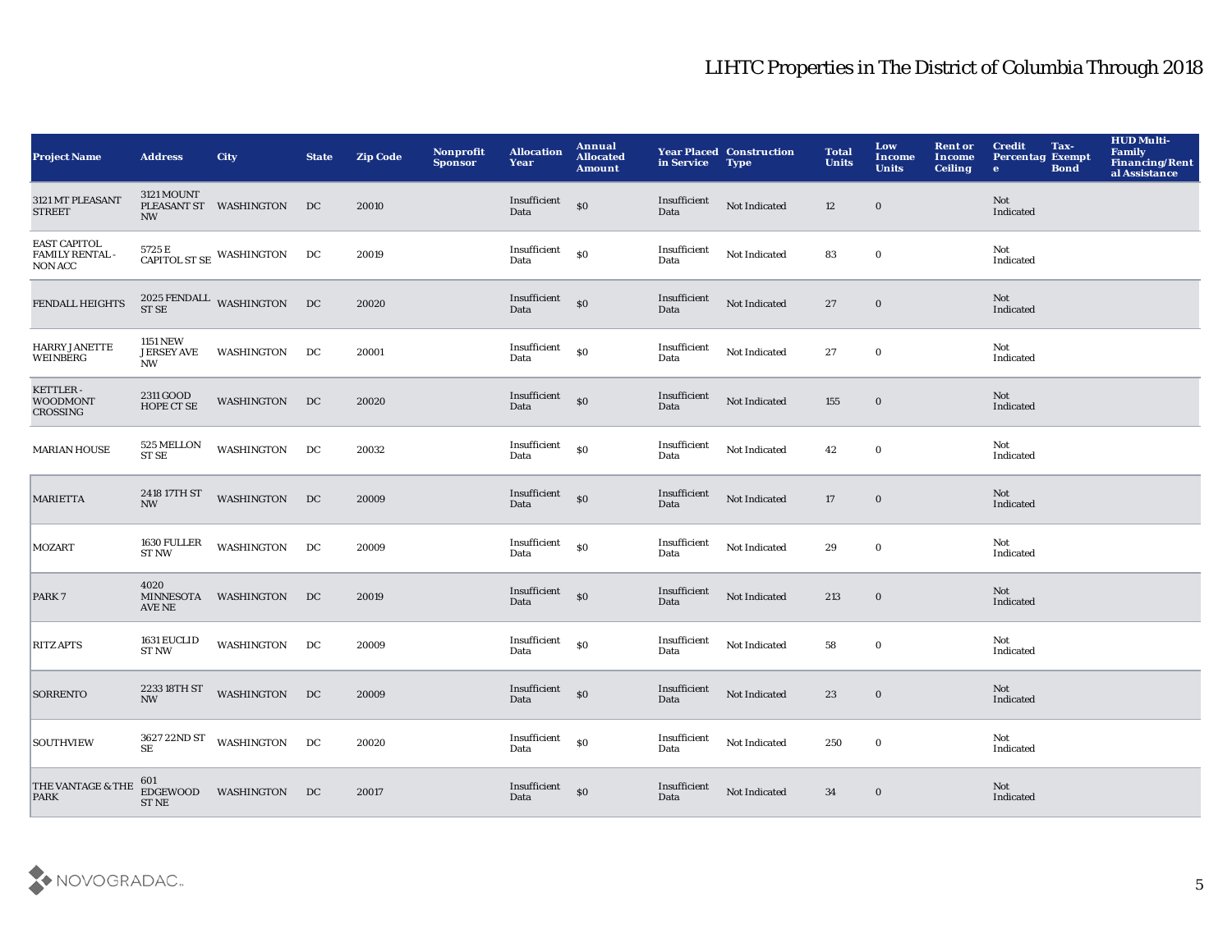# LIHTC Properties in The District of Columbia Through 2018

| Project Name | Address | City | State | Zip Code | Nonprofit Sponsor | Allocation Year | Annual Allocated Amount | Year Placed in Service | Construction Type | Total Units | Low Income Units | Rent or Income Ceiling | Credit Percentage | Tax-Exempt Bond | HUD Multi-Family Financing/Rental Assistance |
|---|---|---|---|---|---|---|---|---|---|---|---|---|---|---|---|
| 3121 MT PLEASANT STREET | 3121 MOUNT PLEASANT ST NW | WASHINGTON | DC | 20010 | | Insufficient Data | $0 | Insufficient Data | Not Indicated | 12 | 0 | | Not Indicated | | |
| EAST CAPITOL FAMILY RENTAL - NON ACC | 5725 E CAPITOL ST SE | WASHINGTON | DC | 20019 | | Insufficient Data | $0 | Insufficient Data | Not Indicated | 83 | 0 | | Not Indicated | | |
| FENDALL HEIGHTS | 2025 FENDALL ST SE | WASHINGTON | DC | 20020 | | Insufficient Data | $0 | Insufficient Data | Not Indicated | 27 | 0 | | Not Indicated | | |
| HARRY JANETTE WEINBERG | 1151 NEW JERSEY AVE NW | WASHINGTON | DC | 20001 | | Insufficient Data | $0 | Insufficient Data | Not Indicated | 27 | 0 | | Not Indicated | | |
| KETTLER - WOODMONT CROSSING | 2311 GOOD HOPE CT SE | WASHINGTON | DC | 20020 | | Insufficient Data | $0 | Insufficient Data | Not Indicated | 155 | 0 | | Not Indicated | | |
| MARIAN HOUSE | 525 MELLON ST SE | WASHINGTON | DC | 20032 | | Insufficient Data | $0 | Insufficient Data | Not Indicated | 42 | 0 | | Not Indicated | | |
| MARIETTA | 2418 17TH ST NW | WASHINGTON | DC | 20009 | | Insufficient Data | $0 | Insufficient Data | Not Indicated | 17 | 0 | | Not Indicated | | |
| MOZART | 1630 FULLER ST NW | WASHINGTON | DC | 20009 | | Insufficient Data | $0 | Insufficient Data | Not Indicated | 29 | 0 | | Not Indicated | | |
| PARK 7 | 4020 MINNESOTA AVE NE | WASHINGTON | DC | 20019 | | Insufficient Data | $0 | Insufficient Data | Not Indicated | 213 | 0 | | Not Indicated | | |
| RITZ APTS | 1631 EUCLID ST NW | WASHINGTON | DC | 20009 | | Insufficient Data | $0 | Insufficient Data | Not Indicated | 58 | 0 | | Not Indicated | | |
| SORRENTO | 2233 18TH ST NW | WASHINGTON | DC | 20009 | | Insufficient Data | $0 | Insufficient Data | Not Indicated | 23 | 0 | | Not Indicated | | |
| SOUTHVIEW | 3627 22ND ST SE | WASHINGTON | DC | 20020 | | Insufficient Data | $0 | Insufficient Data | Not Indicated | 250 | 0 | | Not Indicated | | |
| THE VANTAGE & THE PARK | 601 EDGEWOOD ST NE | WASHINGTON | DC | 20017 | | Insufficient Data | $0 | Insufficient Data | Not Indicated | 34 | 0 | | Not Indicated | | |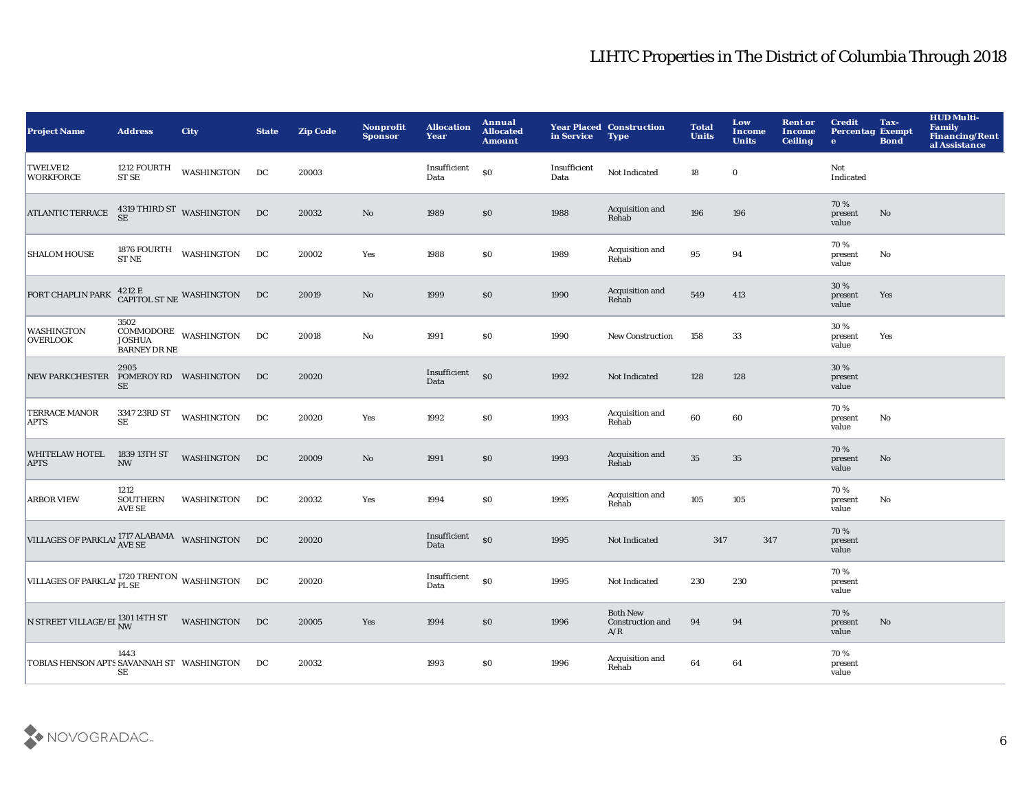| Project Name | Address | City | State | Zip Code | Nonprofit Sponsor | Allocation Year | Annual Allocated Amount | Year Placed in Service | Construction Type | Total Units | Low Income Units | Rent or Income Ceiling | Credit Percentage | Tax-Exempt Bond | HUD Multi-Family Financing/Rental Assistance |
|---|---|---|---|---|---|---|---|---|---|---|---|---|---|---|---|
| TWELVE12 WORKFORCE | 1212 FOURTH ST SE | WASHINGTON | DC | 20003 | | Insufficient Data | $0 | Insufficient Data | Not Indicated | 18 | 0 | | Not Indicated | | |
| ATLANTIC TERRACE | 4319 THIRD ST SE | WASHINGTON | DC | 20032 | No | 1989 | $0 | 1988 | Acquisition and Rehab | 196 | 196 | | 70 % present value | No | |
| SHALOM HOUSE | 1876 FOURTH ST NE | WASHINGTON | DC | 20002 | Yes | 1988 | $0 | 1989 | Acquisition and Rehab | 95 | 94 | | 70 % present value | No | |
| FORT CHAPLIN PARK | 4212 E CAPITOL ST NE | WASHINGTON | DC | 20019 | No | 1999 | $0 | 1990 | Acquisition and Rehab | 549 | 413 | | 30 % present value | Yes | |
| WASHINGTON OVERLOOK | 3502 COMMODORE JOSHUA BARNEY DR NE | WASHINGTON | DC | 20018 | No | 1991 | $0 | 1990 | New Construction | 158 | 33 | | 30 % present value | Yes | |
| NEW PARKCHESTER | 2905 POMEROY RD SE | WASHINGTON | DC | 20020 | | Insufficient Data | $0 | 1992 | Not Indicated | 128 | 128 | | 30 % present value | | |
| TERRACE MANOR APTS | 3347 23RD ST SE | WASHINGTON | DC | 20020 | Yes | 1992 | $0 | 1993 | Acquisition and Rehab | 60 | 60 | | 70 % present value | No | |
| WHITELAW HOTEL APTS | 1839 13TH ST NW | WASHINGTON | DC | 20009 | No | 1991 | $0 | 1993 | Acquisition and Rehab | 35 | 35 | | 70 % present value | No | |
| ARBOR VIEW | 1212 SOUTHERN AVE SE | WASHINGTON | DC | 20032 | Yes | 1994 | $0 | 1995 | Acquisition and Rehab | 105 | 105 | | 70 % present value | No | |
| VILLAGES OF PARKLAN | 1717 ALABAMA AVE SE | WASHINGTON | DC | 20020 | | Insufficient Data | $0 | 1995 | Not Indicated | 347 | 347 | | 70 % present value | | |
| VILLAGES OF PARKLAN | 1720 TRENTON PL SE | WASHINGTON | DC | 20020 | | Insufficient Data | $0 | 1995 | Not Indicated | 230 | 230 | | 70 % present value | | |
| N STREET VILLAGE/EI | 1301 14TH ST NW | WASHINGTON | DC | 20005 | Yes | 1994 | $0 | 1996 | Both New Construction and A/R | 94 | 94 | | 70 % present value | No | |
| TOBIAS HENSON APTS | 1443 SAVANNAH ST SE | WASHINGTON | DC | 20032 | | 1993 | $0 | 1996 | Acquisition and Rehab | 64 | 64 | | 70 % present value | | |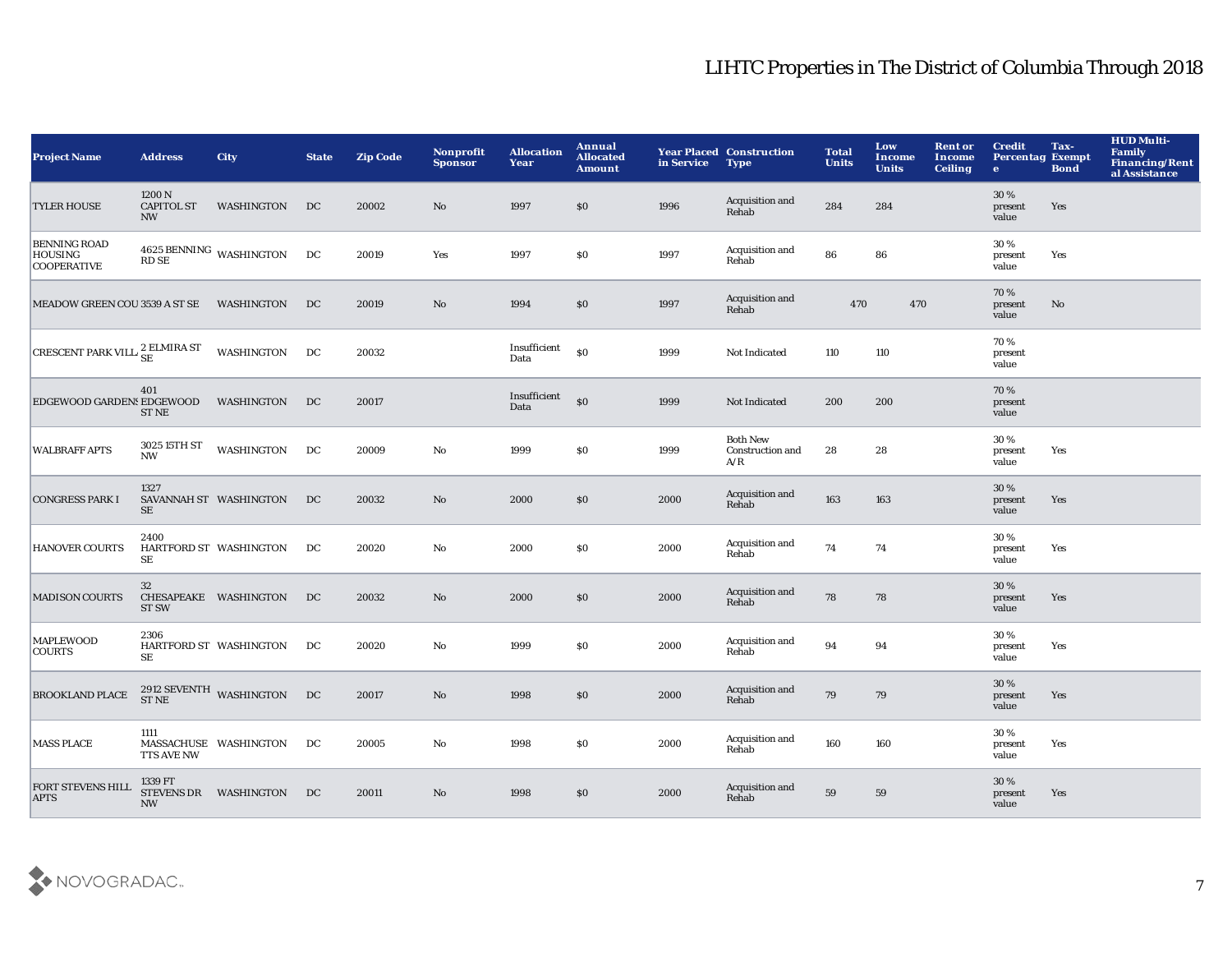# LIHTC Properties in The District of Columbia Through 2018

| Project Name | Address | City | State | Zip Code | Nonprofit Sponsor | Allocation Year | Annual Allocated Amount | Year Placed in Service | Construction Type | Total Units | Low Income Units | Rent or Income Ceiling | Credit Percentage | Tax-Exempt Bond | HUD Multi-Family Financing/Rental Assistance |
|---|---|---|---|---|---|---|---|---|---|---|---|---|---|---|---|
| TYLER HOUSE | 1200 N CAPITOL ST NW | WASHINGTON | DC | 20002 | No | 1997 | $0 | 1996 | Acquisition and Rehab | 284 | 284 | | 30 % present value | Yes | |
| BENNING ROAD HOUSING COOPERATIVE | 4625 BENNING RD SE | WASHINGTON | DC | 20019 | Yes | 1997 | $0 | 1997 | Acquisition and Rehab | 86 | 86 | | 30 % present value | Yes | |
| MEADOW GREEN COU | 3539 A ST SE | WASHINGTON | DC | 20019 | No | 1994 | $0 | 1997 | Acquisition and Rehab | 470 | 470 | | 70 % present value | No | |
| CRESCENT PARK VILL | 2 ELMIRA ST SE | WASHINGTON | DC | 20032 | | Insufficient Data | $0 | 1999 | Not Indicated | 110 | 110 | | 70 % present value | | |
| EDGEWOOD GARDENS | 401 EDGEWOOD ST NE | WASHINGTON | DC | 20017 | | Insufficient Data | $0 | 1999 | Not Indicated | 200 | 200 | | 70 % present value | | |
| WALBRAFF APTS | 3025 15TH ST NW | WASHINGTON | DC | 20009 | No | 1999 | $0 | 1999 | Both New Construction and A/R | 28 | 28 | | 30 % present value | Yes | |
| CONGRESS PARK I | 1327 SAVANNAH ST SE | WASHINGTON | DC | 20032 | No | 2000 | $0 | 2000 | Acquisition and Rehab | 163 | 163 | | 30 % present value | Yes | |
| HANOVER COURTS | 2400 HARTFORD ST SE | WASHINGTON | DC | 20020 | No | 2000 | $0 | 2000 | Acquisition and Rehab | 74 | 74 | | 30 % present value | Yes | |
| MADISON COURTS | 32 CHESAPEAKE ST SW | WASHINGTON | DC | 20032 | No | 2000 | $0 | 2000 | Acquisition and Rehab | 78 | 78 | | 30 % present value | Yes | |
| MAPLEWOOD COURTS | 2306 HARTFORD ST SE | WASHINGTON | DC | 20020 | No | 1999 | $0 | 2000 | Acquisition and Rehab | 94 | 94 | | 30 % present value | Yes | |
| BROOKLAND PLACE | 2912 SEVENTH ST NE | WASHINGTON | DC | 20017 | No | 1998 | $0 | 2000 | Acquisition and Rehab | 79 | 79 | | 30 % present value | Yes | |
| MASS PLACE | 1111 MASSACHUSETTS AVE NW | WASHINGTON | DC | 20005 | No | 1998 | $0 | 2000 | Acquisition and Rehab | 160 | 160 | | 30 % present value | Yes | |
| FORT STEVENS HILL APTS | 1339 FT STEVENS DR NW | WASHINGTON | DC | 20011 | No | 1998 | $0 | 2000 | Acquisition and Rehab | 59 | 59 | | 30 % present value | Yes | |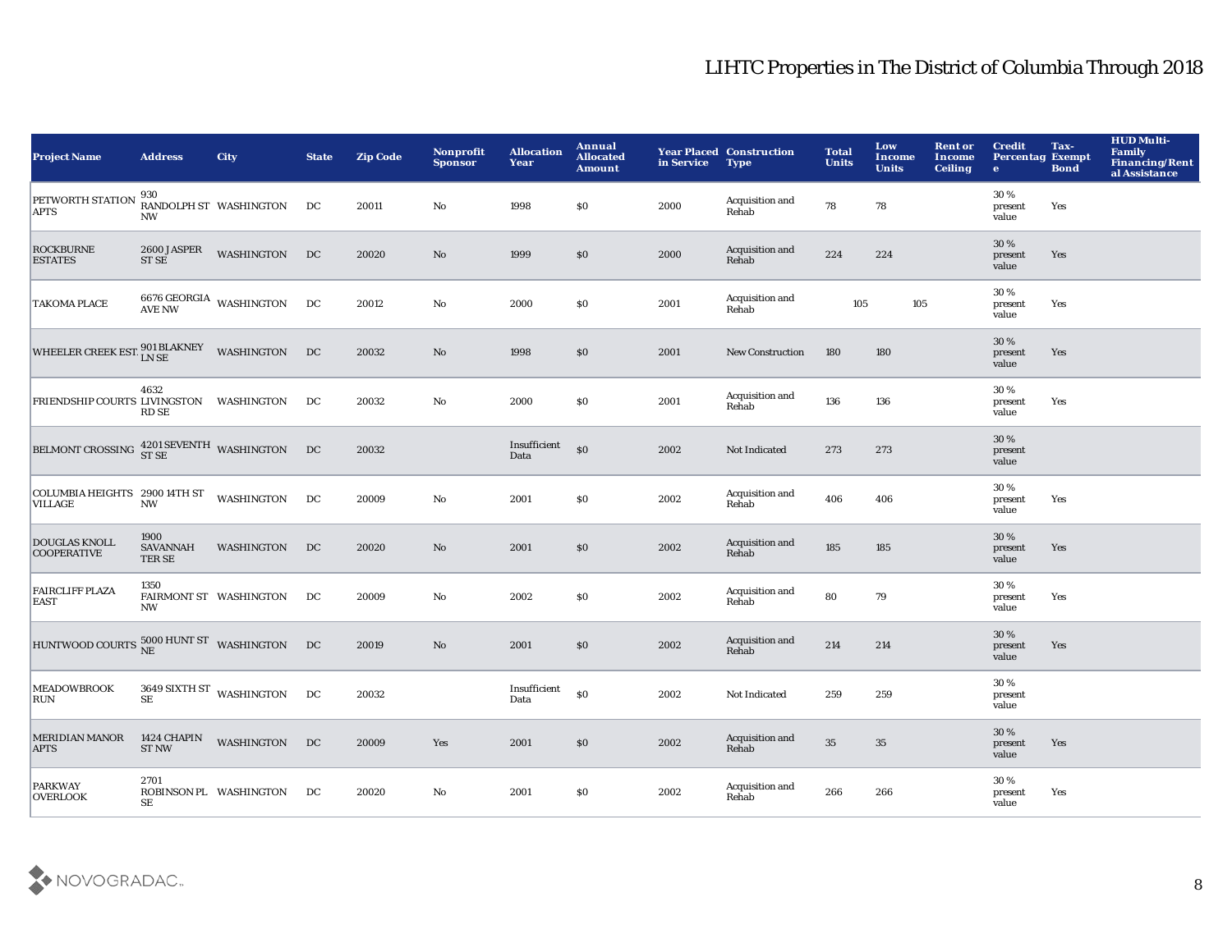# LIHTC Properties in The District of Columbia Through 2018

| Project Name | Address | City | State | Zip Code | Nonprofit Sponsor | Allocation Year | Annual Allocated Amount | Year Placed in Service | Construction Type | Total Units | Low Income Units | Rent or Income Ceiling | Credit Percentage | Tax-Exempt Bond | HUD Multi-Family Financing/Rental Assistance |
|---|---|---|---|---|---|---|---|---|---|---|---|---|---|---|---|
| PETWORTH STATION APTS | 930 RANDOLPH ST NW | WASHINGTON | DC | 20011 | No | 1998 | $0 | 2000 | Acquisition and Rehab | 78 | 78 | | 30 % present value | Yes | |
| ROCKBURNE ESTATES | 2600 JASPER ST SE | WASHINGTON | DC | 20020 | No | 1999 | $0 | 2000 | Acquisition and Rehab | 224 | 224 | | 30 % present value | Yes | |
| TAKOMA PLACE | 6676 GEORGIA AVE NW | WASHINGTON | DC | 20012 | No | 2000 | $0 | 2001 | Acquisition and Rehab | 105 | 105 | | 30 % present value | Yes | |
| WHEELER CREEK EST. | 901 BLAKNEY LN SE | WASHINGTON | DC | 20032 | No | 1998 | $0 | 2001 | New Construction | 180 | 180 | | 30 % present value | Yes | |
| FRIENDSHIP COURTS | 4632 LIVINGSTON RD SE | WASHINGTON | DC | 20032 | No | 2000 | $0 | 2001 | Acquisition and Rehab | 136 | 136 | | 30 % present value | Yes | |
| BELMONT CROSSING | 4201 SEVENTH ST SE | WASHINGTON | DC | 20032 | | Insufficient Data | $0 | 2002 | Not Indicated | 273 | 273 | | 30 % present value | | |
| COLUMBIA HEIGHTS VILLAGE | 2900 14TH ST NW | WASHINGTON | DC | 20009 | No | 2001 | $0 | 2002 | Acquisition and Rehab | 406 | 406 | | 30 % present value | Yes | |
| DOUGLAS KNOLL COOPERATIVE | 1900 SAVANNAH TER SE | WASHINGTON | DC | 20020 | No | 2001 | $0 | 2002 | Acquisition and Rehab | 185 | 185 | | 30 % present value | Yes | |
| FAIRCLIFF PLAZA EAST | 1350 FAIRMONT ST NW | WASHINGTON | DC | 20009 | No | 2002 | $0 | 2002 | Acquisition and Rehab | 80 | 79 | | 30 % present value | Yes | |
| HUNTWOOD COURTS | 5000 HUNT ST NE | WASHINGTON | DC | 20019 | No | 2001 | $0 | 2002 | Acquisition and Rehab | 214 | 214 | | 30 % present value | Yes | |
| MEADOWBROOK RUN | 3649 SIXTH ST SE | WASHINGTON | DC | 20032 | | Insufficient Data | $0 | 2002 | Not Indicated | 259 | 259 | | 30 % present value | | |
| MERIDIAN MANOR APTS | 1424 CHAPIN ST NW | WASHINGTON | DC | 20009 | Yes | 2001 | $0 | 2002 | Acquisition and Rehab | 35 | 35 | | 30 % present value | Yes | |
| PARKWAY OVERLOOK | 2701 ROBINSON PL SE | WASHINGTON | DC | 20020 | No | 2001 | $0 | 2002 | Acquisition and Rehab | 266 | 266 | | 30 % present value | Yes | |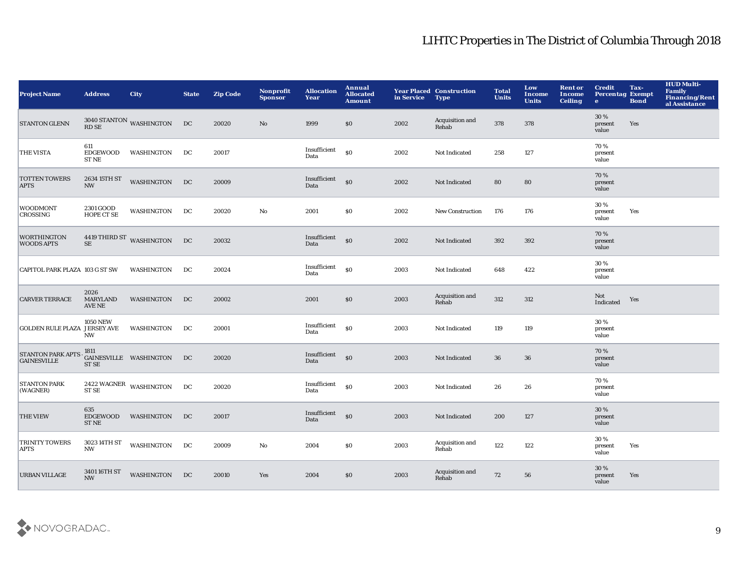# LIHTC Properties in The District of Columbia Through 2018

| Project Name | Address | City | State | Zip Code | Nonprofit Sponsor | Allocation Year | Annual Allocated Amount | Year Placed in Service | Construction Type | Total Units | Low Income Units | Rent or Income Ceiling | Credit Percentage | Tax-Exempt Bond | HUD Multi-Family Financing/Rental Assistance |
|---|---|---|---|---|---|---|---|---|---|---|---|---|---|---|---|
| STANTON GLENN | 3040 STANTON RD SE | WASHINGTON | DC | 20020 | No | 1999 | $0 | 2002 | Acquisition and Rehab | 378 | 378 | | 30 % present value | Yes | |
| THE VISTA | 611 EDGEWOOD ST NE | WASHINGTON | DC | 20017 | | Insufficient Data | $0 | 2002 | Not Indicated | 258 | 127 | | 70 % present value | | |
| TOTTEN TOWERS APTS | 2634 15TH ST NW | WASHINGTON | DC | 20009 | | Insufficient Data | $0 | 2002 | Not Indicated | 80 | 80 | | 70 % present value | | |
| WOODMONT CROSSING | 2301 GOOD HOPE CT SE | WASHINGTON | DC | 20020 | No | 2001 | $0 | 2002 | New Construction | 176 | 176 | | 30 % present value | Yes | |
| WORTHINGTON WOODS APTS | 4419 THIRD ST SE | WASHINGTON | DC | 20032 | | Insufficient Data | $0 | 2002 | Not Indicated | 392 | 392 | | 70 % present value | | |
| CAPITOL PARK PLAZA | 103 G ST SW | WASHINGTON | DC | 20024 | | Insufficient Data | $0 | 2003 | Not Indicated | 648 | 422 | | 30 % present value | | |
| CARVER TERRACE | 2026 MARYLAND AVE NE | WASHINGTON | DC | 20002 | | 2001 | $0 | 2003 | Acquisition and Rehab | 312 | 312 | | Not Indicated | Yes | |
| GOLDEN RULE PLAZA | 1050 NEW JERSEY AVE NW | WASHINGTON | DC | 20001 | | Insufficient Data | $0 | 2003 | Not Indicated | 119 | 119 | | 30 % present value | | |
| STANTON PARK APTS - GAINESVILLE | 1811 GAINESVILLE ST SE | WASHINGTON | DC | 20020 | | Insufficient Data | $0 | 2003 | Not Indicated | 36 | 36 | | 70 % present value | | |
| STANTON PARK (WAGNER) | 2422 WAGNER ST SE | WASHINGTON | DC | 20020 | | Insufficient Data | $0 | 2003 | Not Indicated | 26 | 26 | | 70 % present value | | |
| THE VIEW | 635 EDGEWOOD ST NE | WASHINGTON | DC | 20017 | | Insufficient Data | $0 | 2003 | Not Indicated | 200 | 127 | | 30 % present value | | |
| TRINITY TOWERS APTS | 3023 14TH ST NW | WASHINGTON | DC | 20009 | No | 2004 | $0 | 2003 | Acquisition and Rehab | 122 | 122 | | 30 % present value | Yes | |
| URBAN VILLAGE | 3401 16TH ST NW | WASHINGTON | DC | 20010 | Yes | 2004 | $0 | 2003 | Acquisition and Rehab | 72 | 56 | | 30 % present value | Yes | |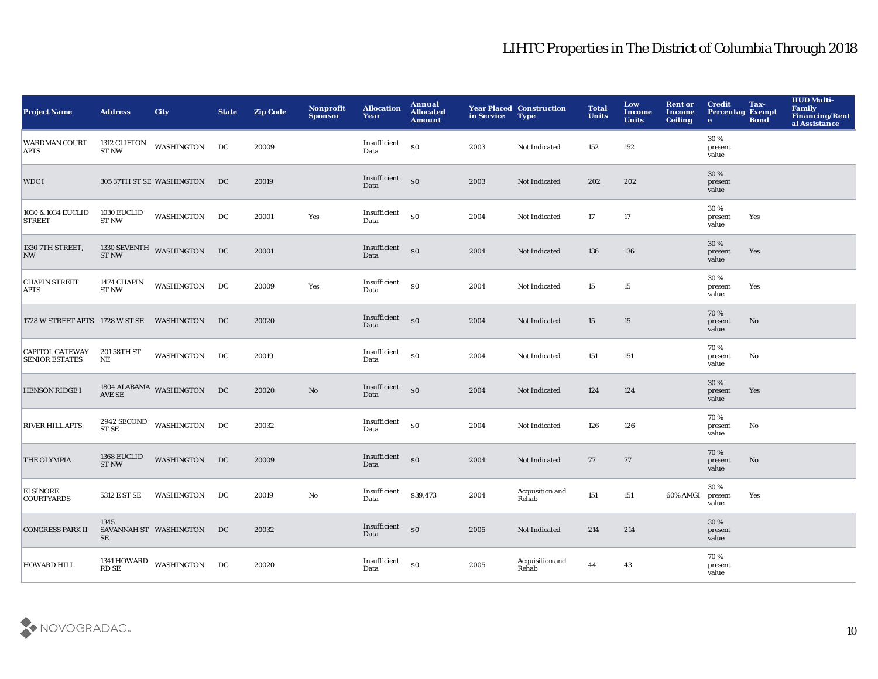# LIHTC Properties in The District of Columbia Through 2018

| Project Name | Address | City | State | Zip Code | Nonprofit Sponsor | Allocation Year | Annual Allocated Amount | Year Placed in Service | Construction Type | Total Units | Low Income Units | Rent or Income Ceiling | Credit Percentage | Tax-Exempt Bond | HUD Multi-Family Financing/Rental Assistance |
|---|---|---|---|---|---|---|---|---|---|---|---|---|---|---|---|
| WARDMAN COURT APTS | 1312 CLIFTON ST NW | WASHINGTON | DC | 20009 | | Insufficient Data | $0 | 2003 | Not Indicated | 152 | 152 | | 30 % present value | | |
| WDC I | 305 37TH ST SE | WASHINGTON | DC | 20019 | | Insufficient Data | $0 | 2003 | Not Indicated | 202 | 202 | | 30 % present value | | |
| 1030 & 1034 EUCLID STREET | 1030 EUCLID ST NW | WASHINGTON | DC | 20001 | Yes | Insufficient Data | $0 | 2004 | Not Indicated | 17 | 17 | | 30 % present value | Yes | |
| 1330 7TH STREET, NW | 1330 SEVENTH ST NW | WASHINGTON | DC | 20001 | | Insufficient Data | $0 | 2004 | Not Indicated | 136 | 136 | | 30 % present value | Yes | |
| CHAPIN STREET APTS | 1474 CHAPIN ST NW | WASHINGTON | DC | 20009 | Yes | Insufficient Data | $0 | 2004 | Not Indicated | 15 | 15 | | 30 % present value | Yes | |
| 1728 W STREET APTS | 1728 W ST SE | WASHINGTON | DC | 20020 | | Insufficient Data | $0 | 2004 | Not Indicated | 15 | 15 | | 70 % present value | No | |
| CAPITOL GATEWAY SENIOR ESTATES | 201 58TH ST NE | WASHINGTON | DC | 20019 | | Insufficient Data | $0 | 2004 | Not Indicated | 151 | 151 | | 70 % present value | No | |
| HENSON RIDGE I | 1804 ALABAMA AVE SE | WASHINGTON | DC | 20020 | No | Insufficient Data | $0 | 2004 | Not Indicated | 124 | 124 | | 30 % present value | Yes | |
| RIVER HILL APTS | 2942 SECOND ST SE | WASHINGTON | DC | 20032 | | Insufficient Data | $0 | 2004 | Not Indicated | 126 | 126 | | 70 % present value | No | |
| THE OLYMPIA | 1368 EUCLID ST NW | WASHINGTON | DC | 20009 | | Insufficient Data | $0 | 2004 | Not Indicated | 77 | 77 | | 70 % present value | No | |
| ELSINORE COURTYARDS | 5312 E ST SE | WASHINGTON | DC | 20019 | No | Insufficient Data | $39,473 | 2004 | Acquisition and Rehab | 151 | 151 | 60% AMGI | 30 % present value | Yes | |
| CONGRESS PARK II | 1345 SAVANNAH ST SE | WASHINGTON | DC | 20032 | | Insufficient Data | $0 | 2005 | Not Indicated | 214 | 214 | | 30 % present value | | |
| HOWARD HILL | 1341 HOWARD RD SE | WASHINGTON | DC | 20020 | | Insufficient Data | $0 | 2005 | Acquisition and Rehab | 44 | 43 | | 70 % present value | | |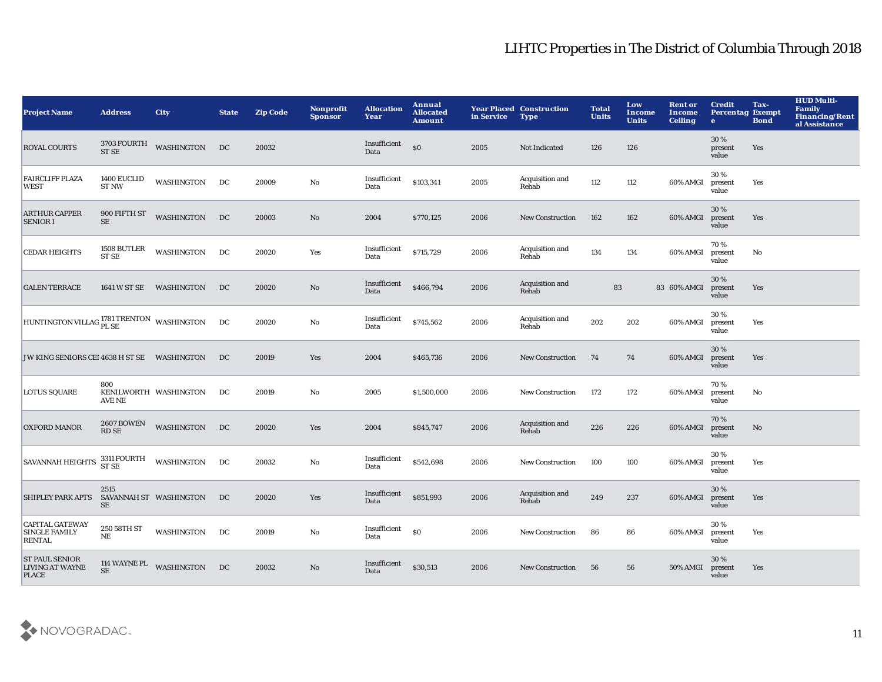# LIHTC Properties in The District of Columbia Through 2018

| Project Name | Address | City | State | Zip Code | Nonprofit Sponsor | Allocation Year | Annual Allocated Amount | Year Placed in Service | Construction Type | Total Units | Low Income Units | Rent or Income Ceiling | Credit Percentage | Tax-Exempt Bond | HUD Multi-Family Financing/Rental Assistance |
|---|---|---|---|---|---|---|---|---|---|---|---|---|---|---|---|
| ROYAL COURTS | 3703 FOURTH ST SE | WASHINGTON | DC | 20032 | | Insufficient Data | $0 | 2005 | Not Indicated | 126 | 126 | | 30 % present value | Yes | |
| FAIRCLIFF PLAZA WEST | 1400 EUCLID ST NW | WASHINGTON | DC | 20009 | No | Insufficient Data | $103,341 | 2005 | Acquisition and Rehab | 112 | 112 | 60% AMGI | 30 % present value | Yes | |
| ARTHUR CAPPER SENIOR I | 900 FIFTH ST SE | WASHINGTON | DC | 20003 | No | 2004 | $770,125 | 2006 | New Construction | 162 | 162 | 60% AMGI | 30 % present value | Yes | |
| CEDAR HEIGHTS | 1508 BUTLER ST SE | WASHINGTON | DC | 20020 | Yes | Insufficient Data | $715,729 | 2006 | Acquisition and Rehab | 134 | 134 | 60% AMGI | 70 % present value | No | |
| GALEN TERRACE | 1641 W ST SE | WASHINGTON | DC | 20020 | No | Insufficient Data | $466,794 | 2006 | Acquisition and Rehab | 83 | 83 | 60% AMGI | 30 % present value | Yes | |
| HUNTINGTON VILLAG | 1781 TRENTON PL SE | WASHINGTON | DC | 20020 | No | Insufficient Data | $745,562 | 2006 | Acquisition and Rehab | 202 | 202 | 60% AMGI | 30 % present value | Yes | |
| J W KING SENIORS CEI | 4638 H ST SE | WASHINGTON | DC | 20019 | Yes | 2004 | $465,736 | 2006 | New Construction | 74 | 74 | 60% AMGI | 30 % present value | Yes | |
| LOTUS SQUARE | 800 KENILWORTH AVE NE | WASHINGTON | DC | 20019 | No | 2005 | $1,500,000 | 2006 | New Construction | 172 | 172 | 60% AMGI | 70 % present value | No | |
| OXFORD MANOR | 2607 BOWEN RD SE | WASHINGTON | DC | 20020 | Yes | 2004 | $845,747 | 2006 | Acquisition and Rehab | 226 | 226 | 60% AMGI | 70 % present value | No | |
| SAVANNAH HEIGHTS | 3311 FOURTH ST SE | WASHINGTON | DC | 20032 | No | Insufficient Data | $542,698 | 2006 | New Construction | 100 | 100 | 60% AMGI | 30 % present value | Yes | |
| SHIPLEY PARK APTS | 2515 SAVANNAH ST SE | WASHINGTON | DC | 20020 | Yes | Insufficient Data | $851,993 | 2006 | Acquisition and Rehab | 249 | 237 | 60% AMGI | 30 % present value | Yes | |
| CAPITAL GATEWAY SINGLE FAMILY RENTAL | 250 58TH ST NE | WASHINGTON | DC | 20019 | No | Insufficient Data | $0 | 2006 | New Construction | 86 | 86 | 60% AMGI | 30 % present value | Yes | |
| ST PAUL SENIOR LIVING AT WAYNE PLACE | 114 WAYNE PL SE | WASHINGTON | DC | 20032 | No | Insufficient Data | $30,513 | 2006 | New Construction | 56 | 56 | 50% AMGI | 30 % present value | Yes | |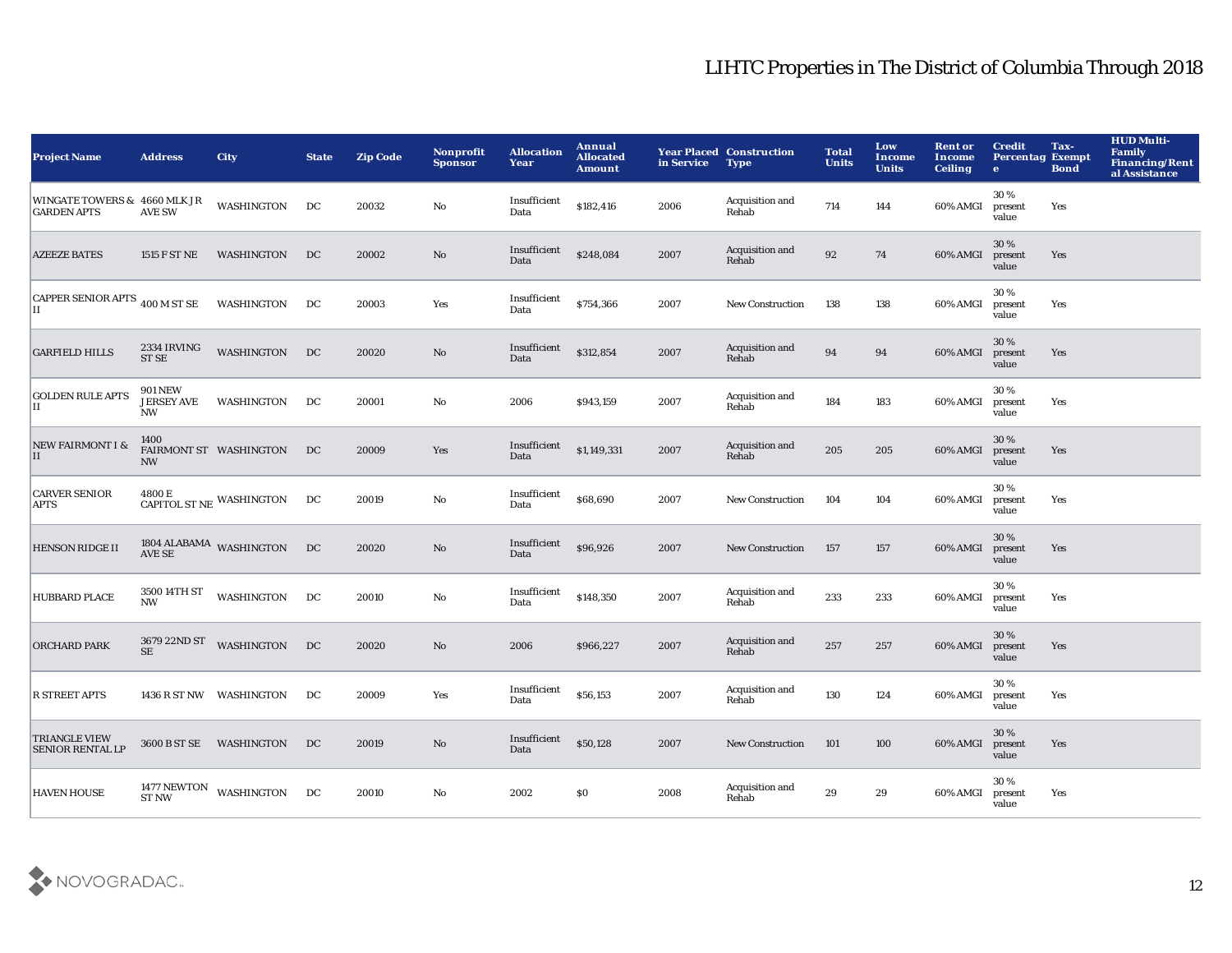# LIHTC Properties in The District of Columbia Through 2018

| Project Name | Address | City | State | Zip Code | Nonprofit Sponsor | Allocation Year | Annual Allocated Amount | Year Placed in Service | Construction Type | Total Units | Low Income Units | Rent or Income Ceiling | Credit Percentage | Tax-Exempt Bond | HUD Multi-Family Financing/Rental Assistance |
|---|---|---|---|---|---|---|---|---|---|---|---|---|---|---|---|
| WINGATE TOWERS & GARDEN APTS | 4660 MLK JR AVE SW | WASHINGTON | DC | 20032 | No | Insufficient Data | $182,416 | 2006 | Acquisition and Rehab | 714 | 144 | 60% AMGI | 30 % present value | Yes | |
| AZEEZE BATES | 1515 F ST NE | WASHINGTON | DC | 20002 | No | Insufficient Data | $248,084 | 2007 | Acquisition and Rehab | 92 | 74 | 60% AMGI | 30 % present value | Yes | |
| CAPPER SENIOR APTS II | 400 M ST SE | WASHINGTON | DC | 20003 | Yes | Insufficient Data | $754,366 | 2007 | New Construction | 138 | 138 | 60% AMGI | 30 % present value | Yes | |
| GARFIELD HILLS | 2334 IRVING ST SE | WASHINGTON | DC | 20020 | No | Insufficient Data | $312,854 | 2007 | Acquisition and Rehab | 94 | 94 | 60% AMGI | 30 % present value | Yes | |
| GOLDEN RULE APTS II | 901 NEW JERSEY AVE NW | WASHINGTON | DC | 20001 | No | 2006 | $943,159 | 2007 | Acquisition and Rehab | 184 | 183 | 60% AMGI | 30 % present value | Yes | |
| NEW FAIRMONT I & II | 1400 FAIRMONT ST NW | WASHINGTON | DC | 20009 | Yes | Insufficient Data | $1,149,331 | 2007 | Acquisition and Rehab | 205 | 205 | 60% AMGI | 30 % present value | Yes | |
| CARVER SENIOR APTS | 4800 E CAPITOL ST NE | WASHINGTON | DC | 20019 | No | Insufficient Data | $68,690 | 2007 | New Construction | 104 | 104 | 60% AMGI | 30 % present value | Yes | |
| HENSON RIDGE II | 1804 ALABAMA AVE SE | WASHINGTON | DC | 20020 | No | Insufficient Data | $96,926 | 2007 | New Construction | 157 | 157 | 60% AMGI | 30 % present value | Yes | |
| HUBBARD PLACE | 3500 14TH ST NW | WASHINGTON | DC | 20010 | No | Insufficient Data | $148,350 | 2007 | Acquisition and Rehab | 233 | 233 | 60% AMGI | 30 % present value | Yes | |
| ORCHARD PARK | 3679 22ND ST SE | WASHINGTON | DC | 20020 | No | 2006 | $966,227 | 2007 | Acquisition and Rehab | 257 | 257 | 60% AMGI | 30 % present value | Yes | |
| R STREET APTS | 1436 R ST NW | WASHINGTON | DC | 20009 | Yes | Insufficient Data | $56,153 | 2007 | Acquisition and Rehab | 130 | 124 | 60% AMGI | 30 % present value | Yes | |
| TRIANGLE VIEW SENIOR RENTAL LP | 3600 B ST SE | WASHINGTON | DC | 20019 | No | Insufficient Data | $50,128 | 2007 | New Construction | 101 | 100 | 60% AMGI | 30 % present value | Yes | |
| HAVEN HOUSE | 1477 NEWTON ST NW | WASHINGTON | DC | 20010 | No | 2002 | $0 | 2008 | Acquisition and Rehab | 29 | 29 | 60% AMGI | 30 % present value | Yes | |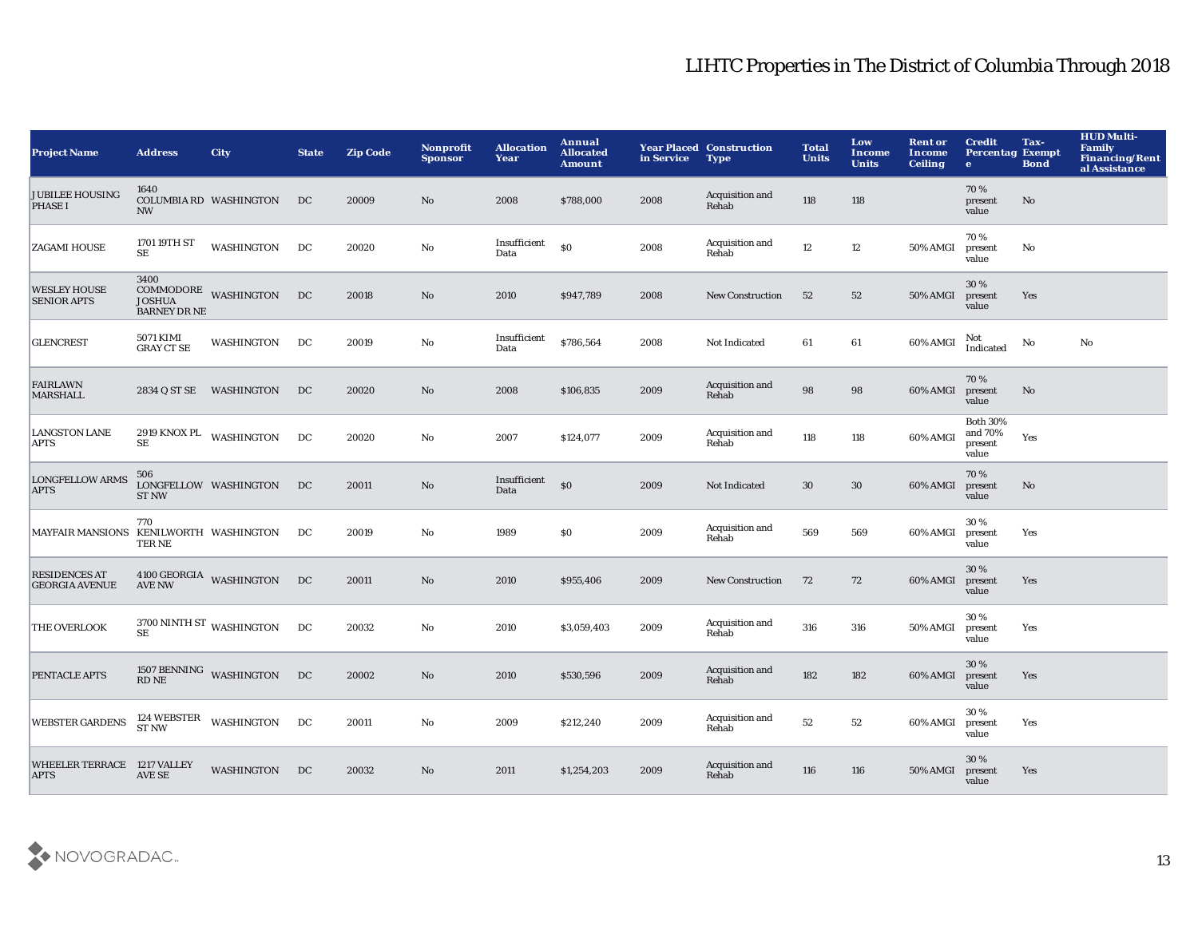# LIHTC Properties in The District of Columbia Through 2018

| Project Name | Address | City | State | Zip Code | Nonprofit Sponsor | Allocation Year | Annual Allocated Amount | Year Placed in Service | Construction Type | Total Units | Low Income Units | Rent or Income Ceiling | Credit Percentage | Tax-Exempt Bond | HUD Multi-Family Financing/Rental Assistance |
|---|---|---|---|---|---|---|---|---|---|---|---|---|---|---|---|
| JUBILEE HOUSING PHASE I | 1640 COLUMBIA RD NW | WASHINGTON | DC | 20009 | No | 2008 | $788,000 | 2008 | Acquisition and Rehab | 118 | 118 | | 70 % present value | No | |
| ZAGAMI HOUSE | 1701 19TH ST SE | WASHINGTON | DC | 20020 | No | Insufficient Data | $0 | 2008 | Acquisition and Rehab | 12 | 12 | 50% AMGI | 70 % present value | No | |
| WESLEY HOUSE SENIOR APTS | 3400 COMMODORE JOSHUA BARNEY DR NE | WASHINGTON | DC | 20018 | No | 2010 | $947,789 | 2008 | New Construction | 52 | 52 | 50% AMGI | 30 % present value | Yes | |
| GLENCREST | 5071 KIMI GRAY CT SE | WASHINGTON | DC | 20019 | No | Insufficient Data | $786,564 | 2008 | Not Indicated | 61 | 61 | 60% AMGI | Not Indicated | No | No |
| FAIRLAWN MARSHALL | 2834 Q ST SE | WASHINGTON | DC | 20020 | No | 2008 | $106,835 | 2009 | Acquisition and Rehab | 98 | 98 | 60% AMGI | 70 % present value | No | |
| LANGSTON LANE APTS | 2919 KNOX PL SE | WASHINGTON | DC | 20020 | No | 2007 | $124,077 | 2009 | Acquisition and Rehab | 118 | 118 | 60% AMGI | Both 30% and 70% present value | Yes | |
| LONGFELLOW ARMS APTS | 506 LONGFELLOW ST NW | WASHINGTON | DC | 20011 | No | Insufficient Data | $0 | 2009 | Not Indicated | 30 | 30 | 60% AMGI | 70 % present value | No | |
| MAYFAIR MANSIONS | 770 KENILWORTH TER NE | WASHINGTON | DC | 20019 | No | 1989 | $0 | 2009 | Acquisition and Rehab | 569 | 569 | 60% AMGI | 30 % present value | Yes | |
| RESIDENCES AT GEORGIA AVENUE | 4100 GEORGIA AVE NW | WASHINGTON | DC | 20011 | No | 2010 | $955,406 | 2009 | New Construction | 72 | 72 | 60% AMGI | 30 % present value | Yes | |
| THE OVERLOOK | 3700 NINTH ST SE | WASHINGTON | DC | 20032 | No | 2010 | $3,059,403 | 2009 | Acquisition and Rehab | 316 | 316 | 50% AMGI | 30 % present value | Yes | |
| PENTACLE APTS | 1507 BENNING RD NE | WASHINGTON | DC | 20002 | No | 2010 | $530,596 | 2009 | Acquisition and Rehab | 182 | 182 | 60% AMGI | 30 % present value | Yes | |
| WEBSTER GARDENS | 124 WEBSTER ST NW | WASHINGTON | DC | 20011 | No | 2009 | $212,240 | 2009 | Acquisition and Rehab | 52 | 52 | 60% AMGI | 30 % present value | Yes | |
| WHEELER TERRACE APTS | 1217 VALLEY AVE SE | WASHINGTON | DC | 20032 | No | 2011 | $1,254,203 | 2009 | Acquisition and Rehab | 116 | 116 | 50% AMGI | 30 % present value | Yes | |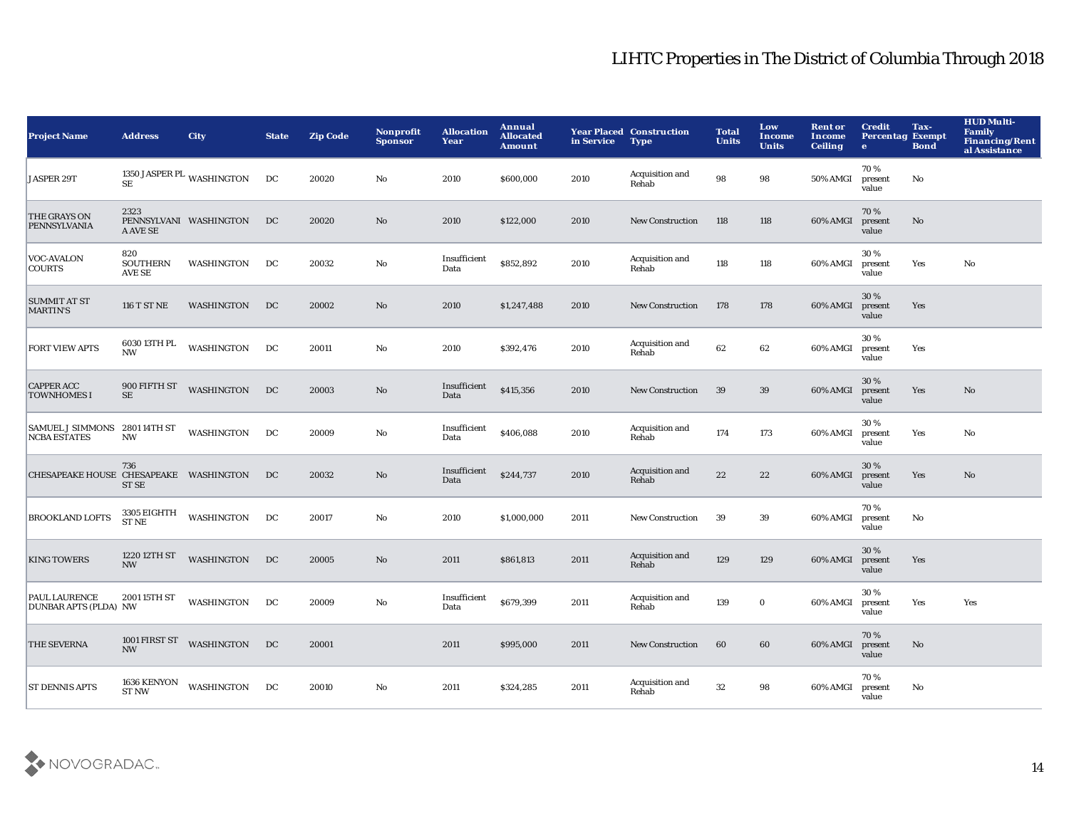# LIHTC Properties in The District of Columbia Through 2018

| Project Name | Address | City | State | Zip Code | Nonprofit Sponsor | Allocation Year | Annual Allocated Amount | Year Placed in Service | Construction Type | Total Units | Low Income Units | Rent or Income Ceiling | Credit Percentage | Tax-Exempt Bond | HUD Multi-Family Financing/Rental Assistance |
|---|---|---|---|---|---|---|---|---|---|---|---|---|---|---|---|
| JASPER 29T | 1350 JASPER PL SE | WASHINGTON | DC | 20020 | No | 2010 | $600,000 | 2010 | Acquisition and Rehab | 98 | 98 | 50% AMGI | 70 % present value | No | |
| THE GRAYS ON PENNSYLVANIA | 2323 PENNSYLVANIA AVE SE | WASHINGTON | DC | 20020 | No | 2010 | $122,000 | 2010 | New Construction | 118 | 118 | 60% AMGI | 70 % present value | No | |
| VOC-AVALON COURTS | 820 SOUTHERN AVE SE | WASHINGTON | DC | 20032 | No | Insufficient Data | $852,892 | 2010 | Acquisition and Rehab | 118 | 118 | 60% AMGI | 30 % present value | Yes | No |
| SUMMIT AT ST MARTIN'S | 116 T ST NE | WASHINGTON | DC | 20002 | No | 2010 | $1,247,488 | 2010 | New Construction | 178 | 178 | 60% AMGI | 30 % present value | Yes | |
| FORT VIEW APTS | 6030 13TH PL NW | WASHINGTON | DC | 20011 | No | 2010 | $392,476 | 2010 | Acquisition and Rehab | 62 | 62 | 60% AMGI | 30 % present value | Yes | |
| CAPPER ACC TOWNHOMES I | 900 FIFTH ST SE | WASHINGTON | DC | 20003 | No | Insufficient Data | $415,356 | 2010 | New Construction | 39 | 39 | 60% AMGI | 30 % present value | Yes | No |
| SAMUEL J SIMMONS NCBA ESTATES | 2801 14TH ST NW | WASHINGTON | DC | 20009 | No | Insufficient Data | $406,088 | 2010 | Acquisition and Rehab | 174 | 173 | 60% AMGI | 30 % present value | Yes | No |
| CHESAPEAKE HOUSE | 736 CHESAPEAKE ST SE | WASHINGTON | DC | 20032 | No | Insufficient Data | $244,737 | 2010 | Acquisition and Rehab | 22 | 22 | 60% AMGI | 30 % present value | Yes | No |
| BROOKLAND LOFTS | 3305 EIGHTH ST NE | WASHINGTON | DC | 20017 | No | 2010 | $1,000,000 | 2011 | New Construction | 39 | 39 | 60% AMGI | 70 % present value | No | |
| KING TOWERS | 1220 12TH ST NW | WASHINGTON | DC | 20005 | No | 2011 | $861,813 | 2011 | Acquisition and Rehab | 129 | 129 | 60% AMGI | 30 % present value | Yes | |
| PAUL LAURENCE DUNBAR APTS (PLDA) | 2001 15TH ST NW | WASHINGTON | DC | 20009 | No | Insufficient Data | $679,399 | 2011 | Acquisition and Rehab | 139 | 0 | 60% AMGI | 30 % present value | Yes | Yes |
| THE SEVERNA | 1001 FIRST ST NW | WASHINGTON | DC | 20001 | | 2011 | $995,000 | 2011 | New Construction | 60 | 60 | 60% AMGI | 70 % present value | No | |
| ST DENNIS APTS | 1636 KENYON ST NW | WASHINGTON | DC | 20010 | No | 2011 | $324,285 | 2011 | Acquisition and Rehab | 32 | 98 | 60% AMGI | 70 % present value | No | |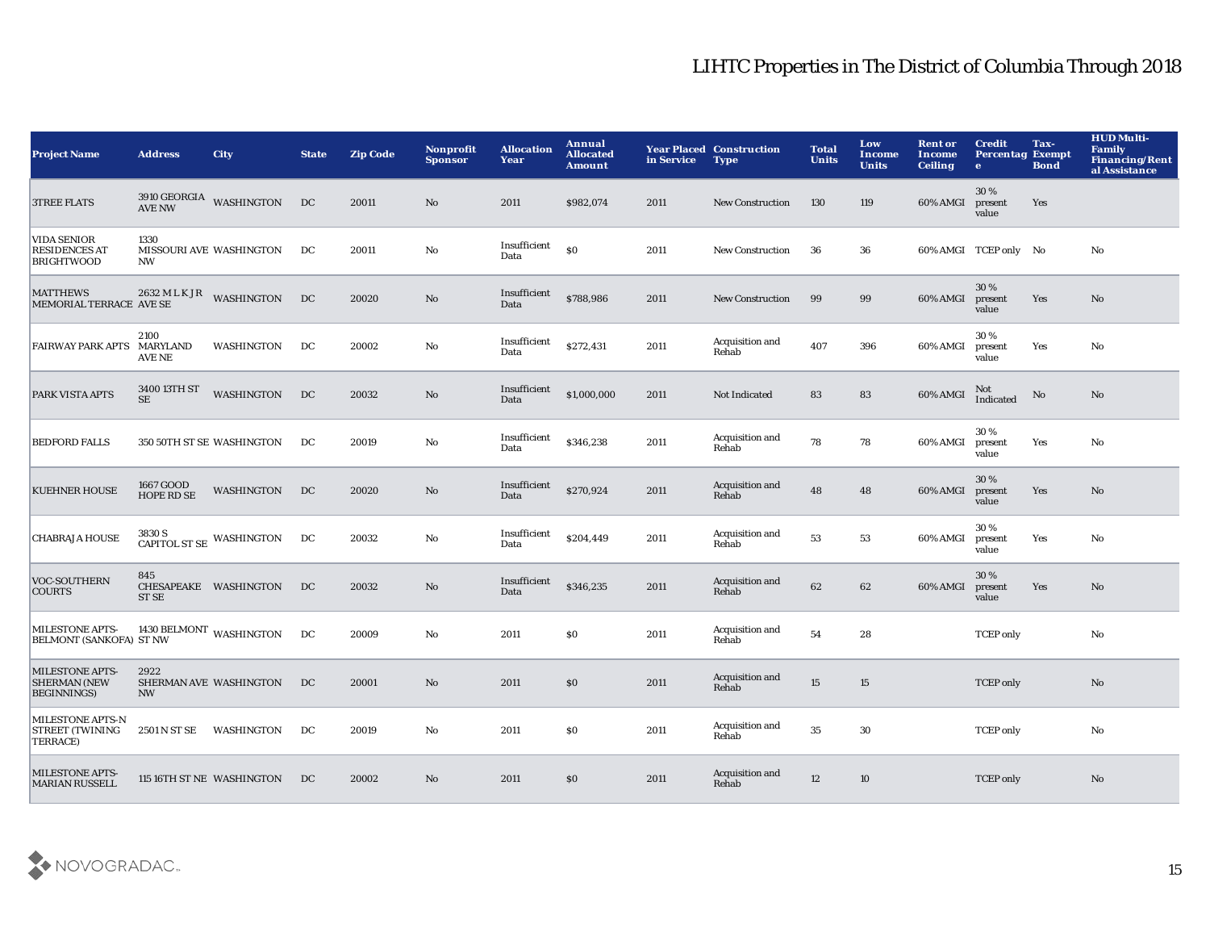# LIHTC Properties in The District of Columbia Through 2018

| Project Name | Address | City | State | Zip Code | Nonprofit Sponsor | Allocation Year | Annual Allocated Amount | Year Placed in Service | Construction Type | Total Units | Low Income Units | Rent or Income Ceiling | Credit Percentage | Tax-Exempt Bond | HUD Multi-Family Financing/Rental Assistance |
|---|---|---|---|---|---|---|---|---|---|---|---|---|---|---|---|
| 3TREE FLATS | 3910 GEORGIA AVE NW | WASHINGTON | DC | 20011 | No | 2011 | $982,074 | 2011 | New Construction | 130 | 119 | 60% AMGI | 30 % present value | Yes | |
| VIDA SENIOR RESIDENCES AT BRIGHTWOOD | 1330 MISSOURI AVE NW | WASHINGTON | DC | 20011 | No | Insufficient Data | $0 | 2011 | New Construction | 36 | 36 | 60% AMGI | TCEP only | No | No |
| MATTHEWS MEMORIAL TERRACE | 2632 M L K JR AVE SE | WASHINGTON | DC | 20020 | No | Insufficient Data | $788,986 | 2011 | New Construction | 99 | 99 | 60% AMGI | 30 % present value | Yes | No |
| FAIRWAY PARK APTS | 2100 MARYLAND AVE NE | WASHINGTON | DC | 20002 | No | Insufficient Data | $272,431 | 2011 | Acquisition and Rehab | 407 | 396 | 60% AMGI | 30 % present value | Yes | No |
| PARK VISTA APTS | 3400 13TH ST SE | WASHINGTON | DC | 20032 | No | Insufficient Data | $1,000,000 | 2011 | Not Indicated | 83 | 83 | 60% AMGI | Not Indicated | No | No |
| BEDFORD FALLS | 350 50TH ST SE | WASHINGTON | DC | 20019 | No | Insufficient Data | $346,238 | 2011 | Acquisition and Rehab | 78 | 78 | 60% AMGI | 30 % present value | Yes | No |
| KUEHNER HOUSE | 1667 GOOD HOPE RD SE | WASHINGTON | DC | 20020 | No | Insufficient Data | $270,924 | 2011 | Acquisition and Rehab | 48 | 48 | 60% AMGI | 30 % present value | Yes | No |
| CHABRAJA HOUSE | 3830 S CAPITOL ST SE | WASHINGTON | DC | 20032 | No | Insufficient Data | $204,449 | 2011 | Acquisition and Rehab | 53 | 53 | 60% AMGI | 30 % present value | Yes | No |
| VOC-SOUTHERN COURTS | 845 CHESAPEAKE ST SE | WASHINGTON | DC | 20032 | No | Insufficient Data | $346,235 | 2011 | Acquisition and Rehab | 62 | 62 | 60% AMGI | 30 % present value | Yes | No |
| MILESTONE APTS-BELMONT (SANKOFA) | 1430 BELMONT ST NW | WASHINGTON | DC | 20009 | No | 2011 | $0 | 2011 | Acquisition and Rehab | 54 | 28 | | TCEP only | | No |
| MILESTONE APTS-SHERMAN (NEW BEGINNINGS) | 2922 SHERMAN AVE NW | WASHINGTON | DC | 20001 | No | 2011 | $0 | 2011 | Acquisition and Rehab | 15 | 15 | | TCEP only | | No |
| MILESTONE APTS-N STREET (TWINING TERRACE) | 2501 N ST SE | WASHINGTON | DC | 20019 | No | 2011 | $0 | 2011 | Acquisition and Rehab | 35 | 30 | | TCEP only | | No |
| MILESTONE APTS-MARIAN RUSSELL | 115 16TH ST NE | WASHINGTON | DC | 20002 | No | 2011 | $0 | 2011 | Acquisition and Rehab | 12 | 10 | | TCEP only | | No |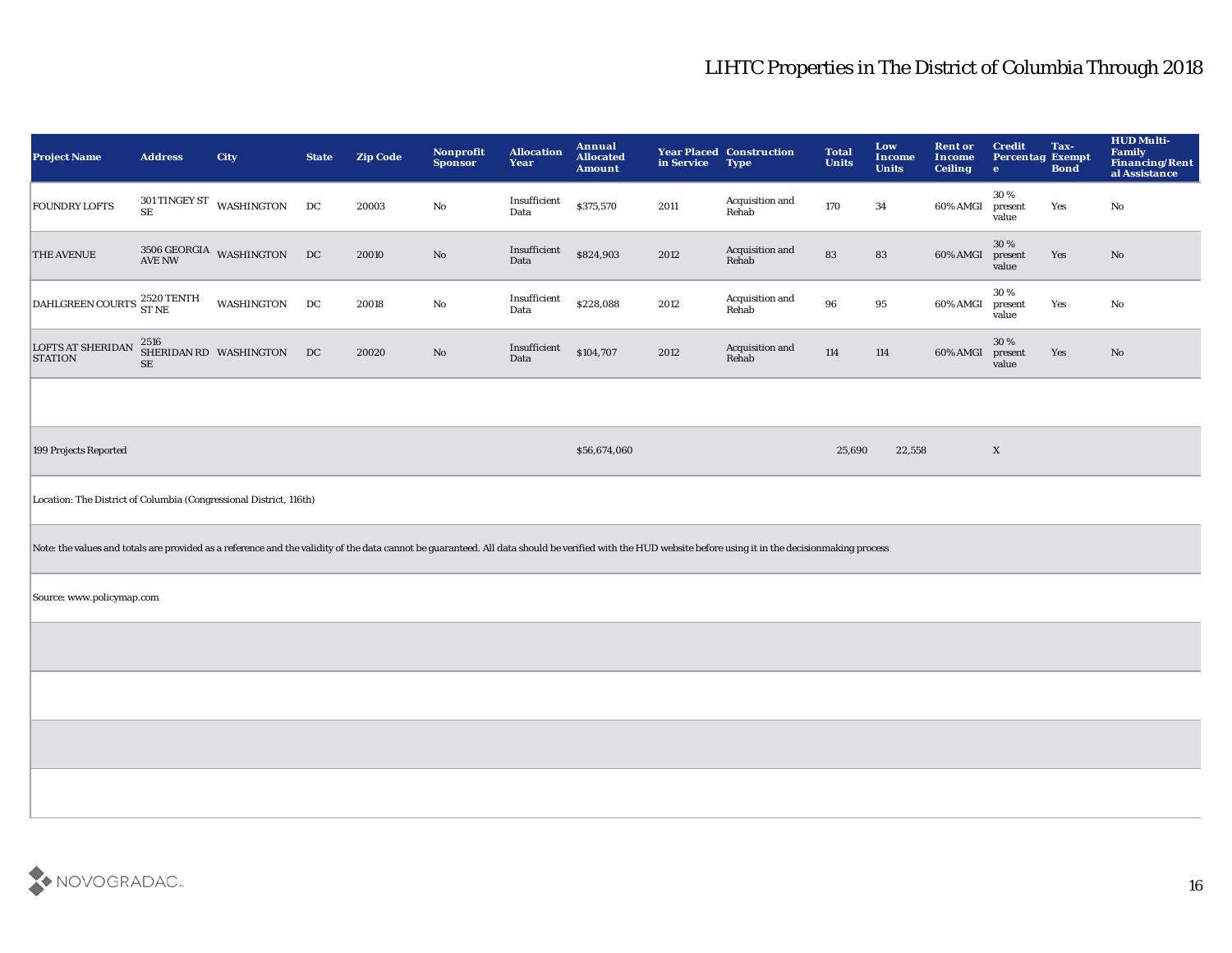## LIHTC Properties in The District of Columbia Through 2018

| Project Name | Address | City | State | Zip Code | Nonprofit Sponsor | Allocation Year | Annual Allocated Amount | Year Placed in Service | Construction Type | Total Units | Low Income Units | Rent or Income Ceiling | Credit Percentage | Tax-Exempt Bond | HUD Multi-Family Financing/Rental Assistance |
|---|---|---|---|---|---|---|---|---|---|---|---|---|---|---|---|
| FOUNDRY LOFTS | 301 TINGEY ST SE | WASHINGTON | DC | 20003 | No | Insufficient Data | $375,570 | 2011 | Acquisition and Rehab | 170 | 34 | 60% AMGI | 30 % present value | Yes | No |
| THE AVENUE | 3506 GEORGIA AVE NW | WASHINGTON | DC | 20010 | No | Insufficient Data | $824,903 | 2012 | Acquisition and Rehab | 83 | 83 | 60% AMGI | 30 % present value | Yes | No |
| DAHLGREEN COURTS | 2520 TENTH ST NE | WASHINGTON | DC | 20018 | No | Insufficient Data | $228,088 | 2012 | Acquisition and Rehab | 96 | 95 | 60% AMGI | 30 % present value | Yes | No |
| LOFTS AT SHERIDAN STATION | 2516 SHERIDAN RD SE | WASHINGTON | DC | 20020 | No | Insufficient Data | $104,707 | 2012 | Acquisition and Rehab | 114 | 114 | 60% AMGI | 30 % present value | Yes | No |
| | | | | | | | | | | | | | | | |
| 199 Projects Reported | | | | | | | $56,674,060 | | | 25,690 | 22,558 | | X | | |

Location: The District of Columbia (Congressional District, 116th)

Note: the values and totals are provided as a reference and the validity of the data cannot be guaranteed. All data should be verified with the HUD website before using it in the decisionmaking process

Source: www.policymap.com